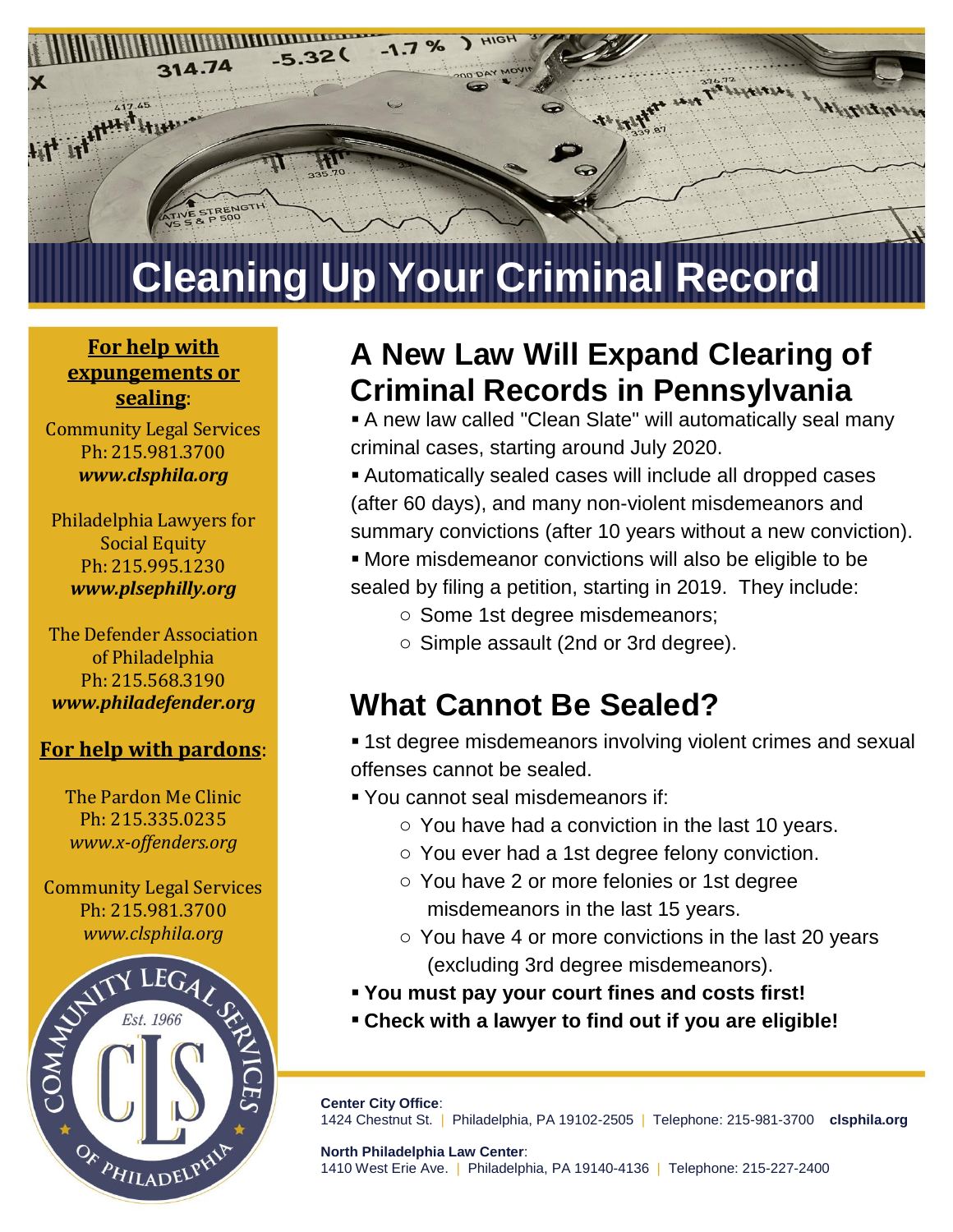# Cleaning Up Your Criminal Record

**For help with expungements or sealing:**

Community Legal Services
Ph: 215.981.3700
***www.clsphila.org***

Philadelphia Lawyers for Social Equity
Ph: 215.995.1230
***www.plsephilly.org***

The Defender Association of Philadelphia
Ph: 215.568.3190
***www.philadefender.org***

**For help with pardons:**

The Pardon Me Clinic
Ph: 215.335.0235
*www.x-offenders.org*

Community Legal Services
Ph: 215.981.3700
*www.clsphila.org*

## A New Law Will Expand Clearing of Criminal Records in Pennsylvania

- A new law called "Clean Slate" will automatically seal many criminal cases, starting around July 2020.
- Automatically sealed cases will include all dropped cases (after 60 days), and many non-violent misdemeanors and summary convictions (after 10 years without a new conviction).
- More misdemeanor convictions will also be eligible to be sealed by filing a petition, starting in 2019. They include:
  - Some 1st degree misdemeanors;
  - Simple assault (2nd or 3rd degree).

## What Cannot Be Sealed?

- 1st degree misdemeanors involving violent crimes and sexual offenses cannot be sealed.
- You cannot seal misdemeanors if:
  - You have had a conviction in the last 10 years.
  - You ever had a 1st degree felony conviction.
  - You have 2 or more felonies or 1st degree misdemeanors in the last 15 years.
  - You have 4 or more convictions in the last 20 years (excluding 3rd degree misdemeanors).
- **You must pay your court fines and costs first!**
- **Check with a lawyer to find out if you are eligible!**

**Center City Office**:
1424 Chestnut St. | Philadelphia, PA 19102-2505 | Telephone: 215-981-3700 **clsphila.org**

**North Philadelphia Law Center**:
1410 West Erie Ave. | Philadelphia, PA 19140-4136 | Telephone: 215-227-2400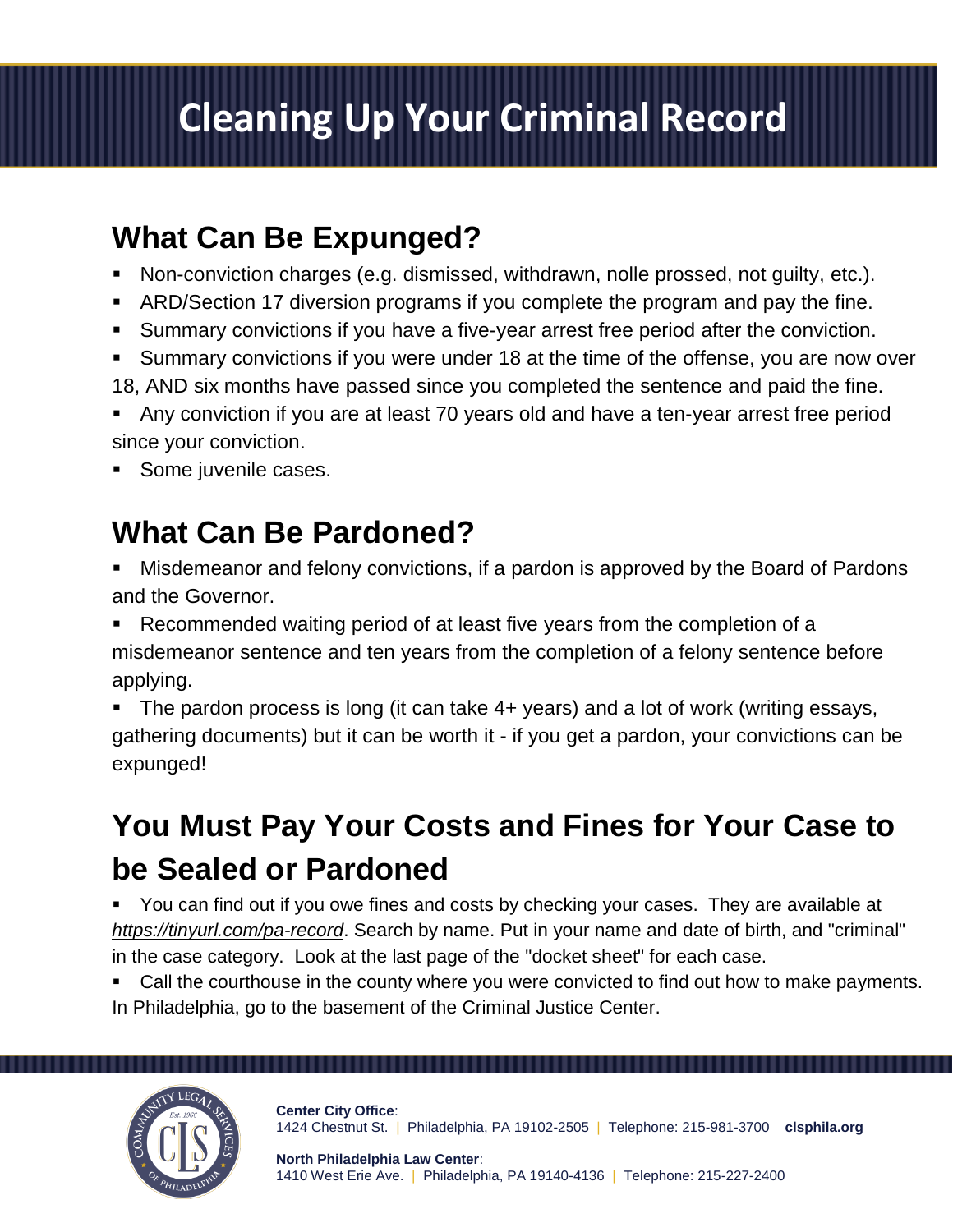# Cleaning Up Your Criminal Record

## What Can Be Expunged?

- Non-conviction charges (e.g. dismissed, withdrawn, nolle prossed, not guilty, etc.).
- ARD/Section 17 diversion programs if you complete the program and pay the fine.
- Summary convictions if you have a five-year arrest free period after the conviction.
- Summary convictions if you were under 18 at the time of the offense, you are now over 18, AND six months have passed since you completed the sentence and paid the fine.
- Any conviction if you are at least 70 years old and have a ten-year arrest free period since your conviction.
- Some juvenile cases.

## What Can Be Pardoned?

- Misdemeanor and felony convictions, if a pardon is approved by the Board of Pardons and the Governor.
- Recommended waiting period of at least five years from the completion of a misdemeanor sentence and ten years from the completion of a felony sentence before applying.
- The pardon process is long (it can take 4+ years) and a lot of work (writing essays, gathering documents) but it can be worth it - if you get a pardon, your convictions can be expunged!

## You Must Pay Your Costs and Fines for Your Case to be Sealed or Pardoned

- You can find out if you owe fines and costs by checking your cases. They are available at *https://tinyurl.com/pa-record*. Search by name. Put in your name and date of birth, and "criminal" in the case category. Look at the last page of the "docket sheet" for each case.
- Call the courthouse in the county where you were convicted to find out how to make payments. In Philadelphia, go to the basement of the Criminal Justice Center.

**Center City Office**:
1424 Chestnut St. | Philadelphia, PA 19102-2505 | Telephone: 215-981-3700 **clsphila.org**

**North Philadelphia Law Center**:
1410 West Erie Ave. | Philadelphia, PA 19140-4136 | Telephone: 215-227-2400